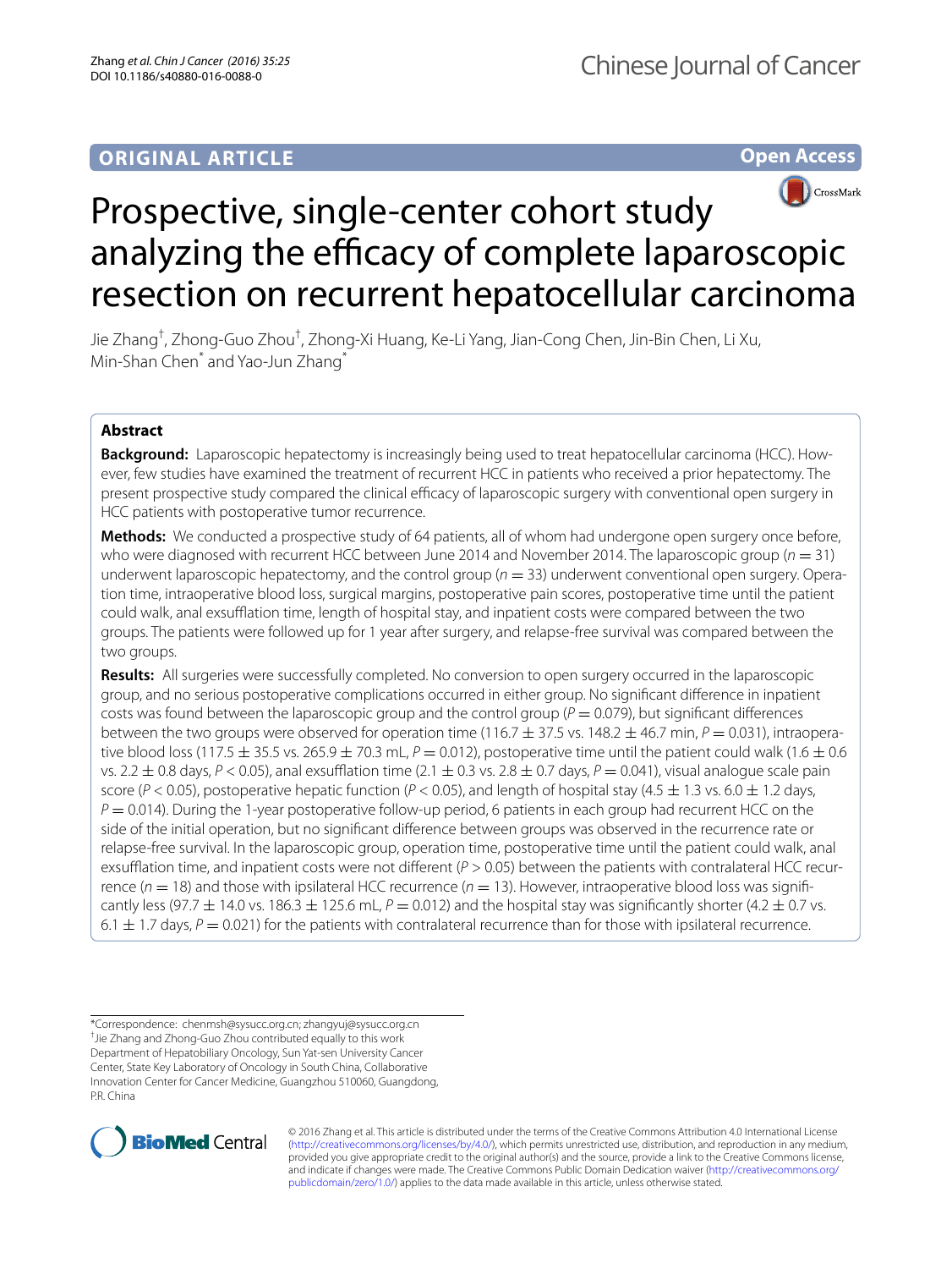ORIGINAL ARTICLE

Open Access

# Prospective, single-center cohort study analyzing the efficacy of complete laparoscopic resection on recurrent hepatocellular carcinoma

Jie Zhang[†], Zhong-Guo Zhou[†], Zhong-Xi Huang, Ke-Li Yang, Jian-Cong Chen, Jin-Bin Chen, Li Xu, Min-Shan Chen[*] and Yao-Jun Zhang[*]

## Abstract

**Background:** Laparoscopic hepatectomy is increasingly being used to treat hepatocellular carcinoma (HCC). However, few studies have examined the treatment of recurrent HCC in patients who received a prior hepatectomy. The present prospective study compared the clinical efficacy of laparoscopic surgery with conventional open surgery in HCC patients with postoperative tumor recurrence.

**Methods:** We conducted a prospective study of 64 patients, all of whom had undergone open surgery once before, who were diagnosed with recurrent HCC between June 2014 and November 2014. The laparoscopic group ($n = 31$) underwent laparoscopic hepatectomy, and the control group ($n = 33$) underwent conventional open surgery. Operation time, intraoperative blood loss, surgical margins, postoperative pain scores, postoperative time until the patient could walk, anal exsufflation time, length of hospital stay, and inpatient costs were compared between the two groups. The patients were followed up for 1 year after surgery, and relapse-free survival was compared between the two groups.

**Results:** All surgeries were successfully completed. No conversion to open surgery occurred in the laparoscopic group, and no serious postoperative complications occurred in either group. No significant difference in inpatient costs was found between the laparoscopic group and the control group ($P = 0.079$), but significant differences between the two groups were observed for operation time ($116.7 \pm 37.5$ vs. $148.2 \pm 46.7$ min, $P = 0.031$), intraoperative blood loss ($117.5 \pm 35.5$ vs. $265.9 \pm 70.3$ mL, $P = 0.012$), postoperative time until the patient could walk ($1.6 \pm 0.6$ vs. $2.2 \pm 0.8$ days, $P < 0.05$), anal exsufflation time ($2.1 \pm 0.3$ vs. $2.8 \pm 0.7$ days, $P = 0.041$), visual analogue scale pain score ($P < 0.05$), postoperative hepatic function ($P < 0.05$), and length of hospital stay ($4.5 \pm 1.3$ vs. $6.0 \pm 1.2$ days, $P = 0.014$). During the 1-year postoperative follow-up period, 6 patients in each group had recurrent HCC on the side of the initial operation, but no significant difference between groups was observed in the recurrence rate or relapse-free survival. In the laparoscopic group, operation time, postoperative time until the patient could walk, anal exsufflation time, and inpatient costs were not different ($P > 0.05$) between the patients with contralateral HCC recurrence ($n = 18$) and those with ipsilateral HCC recurrence ($n = 13$). However, intraoperative blood loss was significantly less ($97.7 \pm 14.0$ vs. $186.3 \pm 125.6$ mL, $P = 0.012$) and the hospital stay was significantly shorter ($4.2 \pm 0.7$ vs. $6.1 \pm 1.7$ days, $P = 0.021$) for the patients with contralateral recurrence than for those with ipsilateral recurrence.

*Correspondence: chenmsh@sysucc.org.cn; zhangyuj@sysucc.org.cn
[†]Jie Zhang and Zhong-Guo Zhou contributed equally to this work
Department of Hepatobiliary Oncology, Sun Yat-sen University Cancer Center, State Key Laboratory of Oncology in South China, Collaborative Innovation Center for Cancer Medicine, Guangzhou 510060, Guangdong, P.R. China

© 2016 Zhang et al. This article is distributed under the terms of the Creative Commons Attribution 4.0 International License (http://creativecommons.org/licenses/by/4.0/), which permits unrestricted use, distribution, and reproduction in any medium, provided you give appropriate credit to the original author(s) and the source, provide a link to the Creative Commons license, and indicate if changes were made. The Creative Commons Public Domain Dedication waiver (http://creativecommons.org/publicdomain/zero/1.0/) applies to the data made available in this article, unless otherwise stated.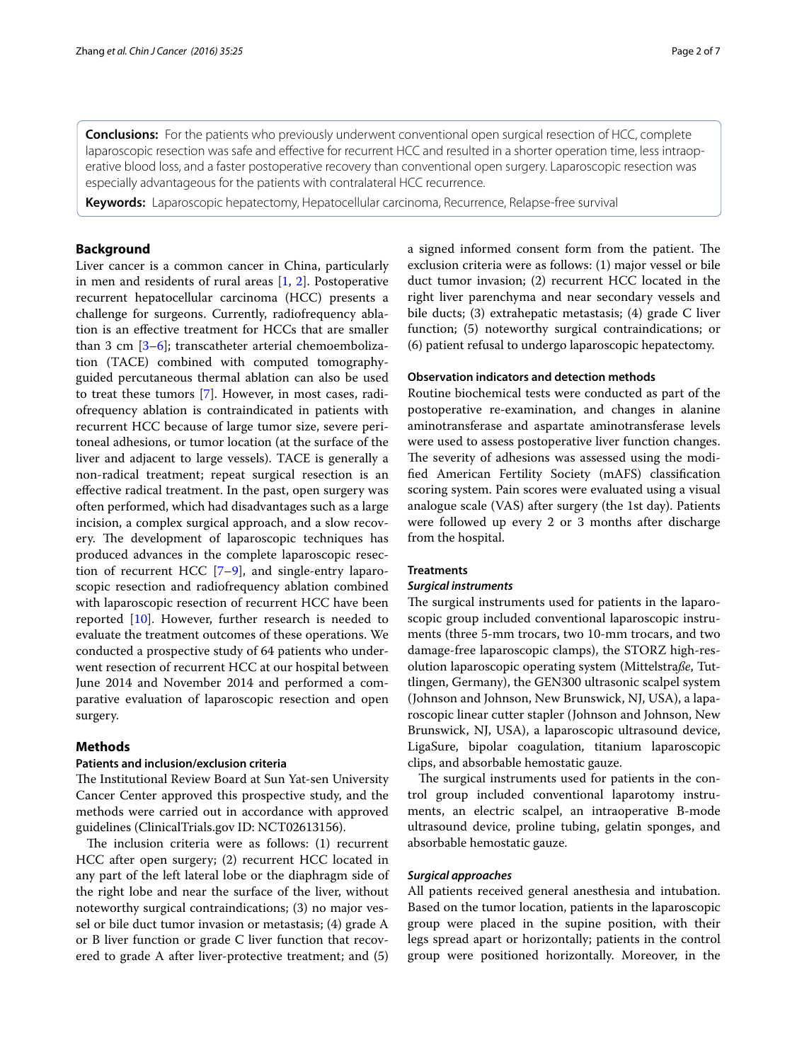**Conclusions:** For the patients who previously underwent conventional open surgical resection of HCC, complete laparoscopic resection was safe and effective for recurrent HCC and resulted in a shorter operation time, less intraoperative blood loss, and a faster postoperative recovery than conventional open surgery. Laparoscopic resection was especially advantageous for the patients with contralateral HCC recurrence.

**Keywords:** Laparoscopic hepatectomy, Hepatocellular carcinoma, Recurrence, Relapse-free survival

## Background

Liver cancer is a common cancer in China, particularly in men and residents of rural areas [1, 2]. Postoperative recurrent hepatocellular carcinoma (HCC) presents a challenge for surgeons. Currently, radiofrequency ablation is an effective treatment for HCCs that are smaller than 3 cm [3–6]; transcatheter arterial chemoembolization (TACE) combined with computed tomography-guided percutaneous thermal ablation can also be used to treat these tumors [7]. However, in most cases, radiofrequency ablation is contraindicated in patients with recurrent HCC because of large tumor size, severe peritoneal adhesions, or tumor location (at the surface of the liver and adjacent to large vessels). TACE is generally a non-radical treatment; repeat surgical resection is an effective radical treatment. In the past, open surgery was often performed, which had disadvantages such as a large incision, a complex surgical approach, and a slow recovery. The development of laparoscopic techniques has produced advances in the complete laparoscopic resection of recurrent HCC [7–9], and single-entry laparoscopic resection and radiofrequency ablation combined with laparoscopic resection of recurrent HCC have been reported [10]. However, further research is needed to evaluate the treatment outcomes of these operations. We conducted a prospective study of 64 patients who underwent resection of recurrent HCC at our hospital between June 2014 and November 2014 and performed a comparative evaluation of laparoscopic resection and open surgery.

## Methods

### Patients and inclusion/exclusion criteria

The Institutional Review Board at Sun Yat-sen University Cancer Center approved this prospective study, and the methods were carried out in accordance with approved guidelines (ClinicalTrials.gov ID: NCT02613156).

The inclusion criteria were as follows: (1) recurrent HCC after open surgery; (2) recurrent HCC located in any part of the left lateral lobe or the diaphragm side of the right lobe and near the surface of the liver, without noteworthy surgical contraindications; (3) no major vessel or bile duct tumor invasion or metastasis; (4) grade A or B liver function or grade C liver function that recovered to grade A after liver-protective treatment; and (5) a signed informed consent form from the patient. The exclusion criteria were as follows: (1) major vessel or bile duct tumor invasion; (2) recurrent HCC located in the right liver parenchyma and near secondary vessels and bile ducts; (3) extrahepatic metastasis; (4) grade C liver function; (5) noteworthy surgical contraindications; or (6) patient refusal to undergo laparoscopic hepatectomy.

### Observation indicators and detection methods

Routine biochemical tests were conducted as part of the postoperative re-examination, and changes in alanine aminotransferase and aspartate aminotransferase levels were used to assess postoperative liver function changes. The severity of adhesions was assessed using the modified American Fertility Society (mAFS) classification scoring system. Pain scores were evaluated using a visual analogue scale (VAS) after surgery (the 1st day). Patients were followed up every 2 or 3 months after discharge from the hospital.

### Treatments

#### *Surgical instruments*

The surgical instruments used for patients in the laparoscopic group included conventional laparoscopic instruments (three 5-mm trocars, two 10-mm trocars, and two damage-free laparoscopic clamps), the STORZ high-resolution laparoscopic operating system (Mittelstra*ße*, Tuttlingen, Germany), the GEN300 ultrasonic scalpel system (Johnson and Johnson, New Brunswick, NJ, USA), a laparoscopic linear cutter stapler (Johnson and Johnson, New Brunswick, NJ, USA), a laparoscopic ultrasound device, LigaSure, bipolar coagulation, titanium laparoscopic clips, and absorbable hemostatic gauze.

The surgical instruments used for patients in the control group included conventional laparotomy instruments, an electric scalpel, an intraoperative B-mode ultrasound device, proline tubing, gelatin sponges, and absorbable hemostatic gauze.

#### *Surgical approaches*

All patients received general anesthesia and intubation. Based on the tumor location, patients in the laparoscopic group were placed in the supine position, with their legs spread apart or horizontally; patients in the control group were positioned horizontally. Moreover, in the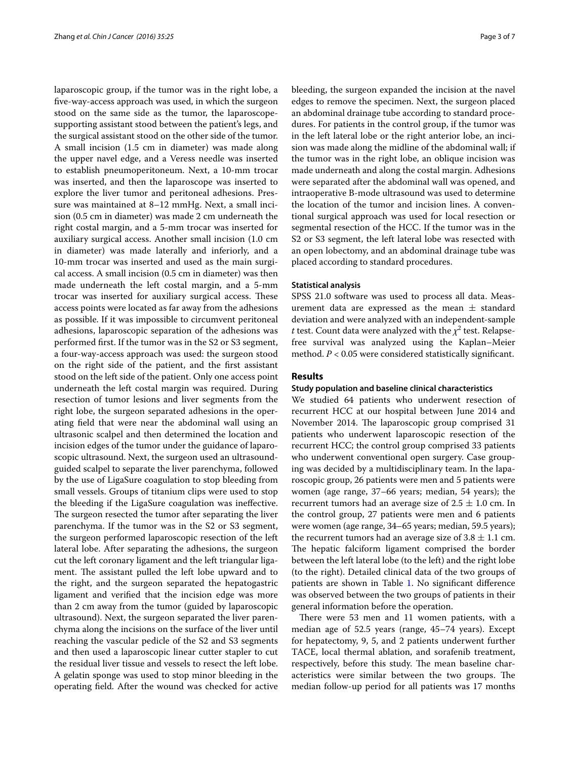laparoscopic group, if the tumor was in the right lobe, a five-way-access approach was used, in which the surgeon stood on the same side as the tumor, the laparoscope-supporting assistant stood between the patient's legs, and the surgical assistant stood on the other side of the tumor. A small incision (1.5 cm in diameter) was made along the upper navel edge, and a Veress needle was inserted to establish pneumoperitoneum. Next, a 10-mm trocar was inserted, and then the laparoscope was inserted to explore the liver tumor and peritoneal adhesions. Pressure was maintained at 8–12 mmHg. Next, a small incision (0.5 cm in diameter) was made 2 cm underneath the right costal margin, and a 5-mm trocar was inserted for auxiliary surgical access. Another small incision (1.0 cm in diameter) was made laterally and inferiorly, and a 10-mm trocar was inserted and used as the main surgical access. A small incision (0.5 cm in diameter) was then made underneath the left costal margin, and a 5-mm trocar was inserted for auxiliary surgical access. These access points were located as far away from the adhesions as possible. If it was impossible to circumvent peritoneal adhesions, laparoscopic separation of the adhesions was performed first. If the tumor was in the S2 or S3 segment, a four-way-access approach was used: the surgeon stood on the right side of the patient, and the first assistant stood on the left side of the patient. Only one access point underneath the left costal margin was required. During resection of tumor lesions and liver segments from the right lobe, the surgeon separated adhesions in the operating field that were near the abdominal wall using an ultrasonic scalpel and then determined the location and incision edges of the tumor under the guidance of laparoscopic ultrasound. Next, the surgeon used an ultrasound-guided scalpel to separate the liver parenchyma, followed by the use of LigaSure coagulation to stop bleeding from small vessels. Groups of titanium clips were used to stop the bleeding if the LigaSure coagulation was ineffective. The surgeon resected the tumor after separating the liver parenchyma. If the tumor was in the S2 or S3 segment, the surgeon performed laparoscopic resection of the left lateral lobe. After separating the adhesions, the surgeon cut the left coronary ligament and the left triangular ligament. The assistant pulled the left lobe upward and to the right, and the surgeon separated the hepatogastric ligament and verified that the incision edge was more than 2 cm away from the tumor (guided by laparoscopic ultrasound). Next, the surgeon separated the liver parenchyma along the incisions on the surface of the liver until reaching the vascular pedicle of the S2 and S3 segments and then used a laparoscopic linear cutter stapler to cut the residual liver tissue and vessels to resect the left lobe. A gelatin sponge was used to stop minor bleeding in the operating field. After the wound was checked for active bleeding, the surgeon expanded the incision at the navel edges to remove the specimen. Next, the surgeon placed an abdominal drainage tube according to standard procedures. For patients in the control group, if the tumor was in the left lateral lobe or the right anterior lobe, an incision was made along the midline of the abdominal wall; if the tumor was in the right lobe, an oblique incision was made underneath and along the costal margin. Adhesions were separated after the abdominal wall was opened, and intraoperative B-mode ultrasound was used to determine the location of the tumor and incision lines. A conventional surgical approach was used for local resection or segmental resection of the HCC. If the tumor was in the S2 or S3 segment, the left lateral lobe was resected with an open lobectomy, and an abdominal drainage tube was placed according to standard procedures.

### Statistical analysis

SPSS 21.0 software was used to process all data. Measurement data are expressed as the mean ± standard deviation and were analyzed with an independent-sample $t$ test. Count data were analyzed with the $\chi^2$ test. Relapse-free survival was analyzed using the Kaplan–Meier method. $P < 0.05$ were considered statistically significant.

## Results

### Study population and baseline clinical characteristics

We studied 64 patients who underwent resection of recurrent HCC at our hospital between June 2014 and November 2014. The laparoscopic group comprised 31 patients who underwent laparoscopic resection of the recurrent HCC; the control group comprised 33 patients who underwent conventional open surgery. Case grouping was decided by a multidisciplinary team. In the laparoscopic group, 26 patients were men and 5 patients were women (age range, 37–66 years; median, 54 years); the recurrent tumors had an average size of 2.5 ± 1.0 cm. In the control group, 27 patients were men and 6 patients were women (age range, 34–65 years; median, 59.5 years); the recurrent tumors had an average size of 3.8 ± 1.1 cm. The hepatic falciform ligament comprised the border between the left lateral lobe (to the left) and the right lobe (to the right). Detailed clinical data of the two groups of patients are shown in Table 1. No significant difference was observed between the two groups of patients in their general information before the operation.

There were 53 men and 11 women patients, with a median age of 52.5 years (range, 45–74 years). Except for hepatectomy, 9, 5, and 2 patients underwent further TACE, local thermal ablation, and sorafenib treatment, respectively, before this study. The mean baseline characteristics were similar between the two groups. The median follow-up period for all patients was 17 months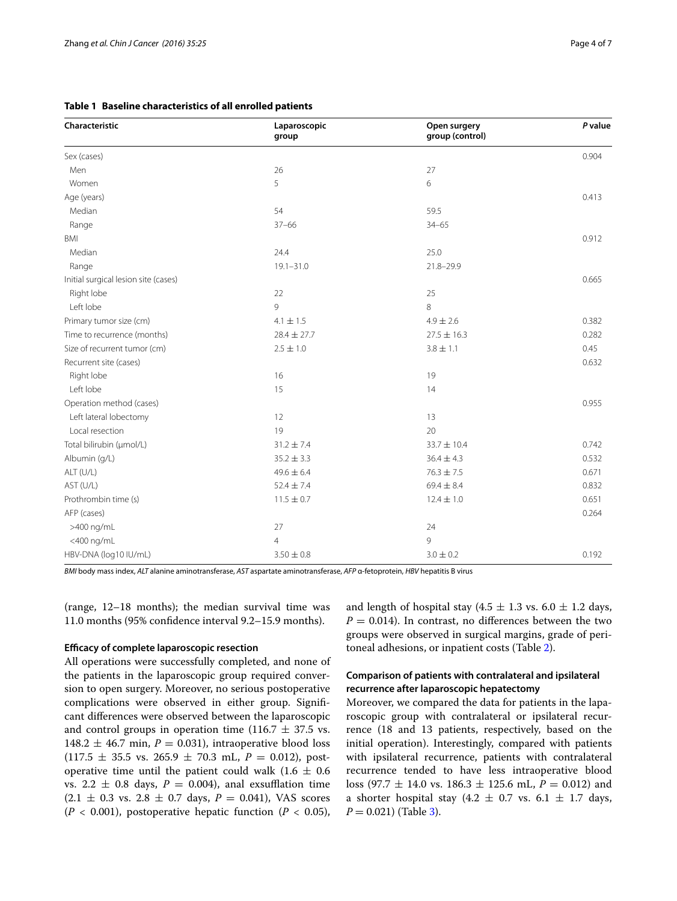**Table 1 Baseline characteristics of all enrolled patients**

| Characteristic | Laparoscopic group | Open surgery group (control) | *P* value |
|---|---|---|---|
| Sex (cases) | | | 0.904 |
| Men | 26 | 27 | |
| Women | 5 | 6 | |
| Age (years) | | | 0.413 |
| Median | 54 | 59.5 | |
| Range | 37–66 | 34–65 | |
| BMI | | | 0.912 |
| Median | 24.4 | 25.0 | |
| Range | 19.1–31.0 | 21.8–29.9 | |
| Initial surgical lesion site (cases) | | | 0.665 |
| Right lobe | 22 | 25 | |
| Left lobe | 9 | 8 | |
| Primary tumor size (cm) | 4.1 ± 1.5 | 4.9 ± 2.6 | 0.382 |
| Time to recurrence (months) | 28.4 ± 27.7 | 27.5 ± 16.3 | 0.282 |
| Size of recurrent tumor (cm) | 2.5 ± 1.0 | 3.8 ± 1.1 | 0.45 |
| Recurrent site (cases) | | | 0.632 |
| Right lobe | 16 | 19 | |
| Left lobe | 15 | 14 | |
| Operation method (cases) | | | 0.955 |
| Left lateral lobectomy | 12 | 13 | |
| Local resection | 19 | 20 | |
| Total bilirubin (μmol/L) | 31.2 ± 7.4 | 33.7 ± 10.4 | 0.742 |
| Albumin (g/L) | 35.2 ± 3.3 | 36.4 ± 4.3 | 0.532 |
| ALT (U/L) | 49.6 ± 6.4 | 76.3 ± 7.5 | 0.671 |
| AST (U/L) | 52.4 ± 7.4 | 69.4 ± 8.4 | 0.832 |
| Prothrombin time (s) | 11.5 ± 0.7 | 12.4 ± 1.0 | 0.651 |
| AFP (cases) | | | 0.264 |
| >400 ng/mL | 27 | 24 | |
| <400 ng/mL | 4 | 9 | |
| HBV-DNA (log10 IU/mL) | 3.50 ± 0.8 | 3.0 ± 0.2 | 0.192 |

*BMI* body mass index, *ALT* alanine aminotransferase, *AST* aspartate aminotransferase, *AFP* α-fetoprotein, *HBV* hepatitis B virus

(range, 12–18 months); the median survival time was 11.0 months (95% confidence interval 9.2–15.9 months).

#### Efficacy of complete laparoscopic resection

All operations were successfully completed, and none of the patients in the laparoscopic group required conversion to open surgery. Moreover, no serious postoperative complications were observed in either group. Significant differences were observed between the laparoscopic and control groups in operation time (116.7 ± 37.5 vs. 148.2 ± 46.7 min, $P = 0.031$), intraoperative blood loss (117.5 ± 35.5 vs. 265.9 ± 70.3 mL, $P = 0.012$), postoperative time until the patient could walk (1.6 ± 0.6 vs. 2.2 ± 0.8 days, $P = 0.004$), anal exsufflation time (2.1 ± 0.3 vs. 2.8 ± 0.7 days, $P = 0.041$), VAS scores ($P < 0.001$), postoperative hepatic function ($P < 0.05$), and length of hospital stay (4.5 ± 1.3 vs. 6.0 ± 1.2 days, $P = 0.014$). In contrast, no differences between the two groups were observed in surgical margins, grade of peritoneal adhesions, or inpatient costs (Table 2).

#### Comparison of patients with contralateral and ipsilateral recurrence after laparoscopic hepatectomy

Moreover, we compared the data for patients in the laparoscopic group with contralateral or ipsilateral recurrence (18 and 13 patients, respectively, based on the initial operation). Interestingly, compared with patients with ipsilateral recurrence, patients with contralateral recurrence tended to have less intraoperative blood loss (97.7 ± 14.0 vs. 186.3 ± 125.6 mL, $P = 0.012$) and a shorter hospital stay (4.2 ± 0.7 vs. 6.1 ± 1.7 days, $P = 0.021$) (Table 3).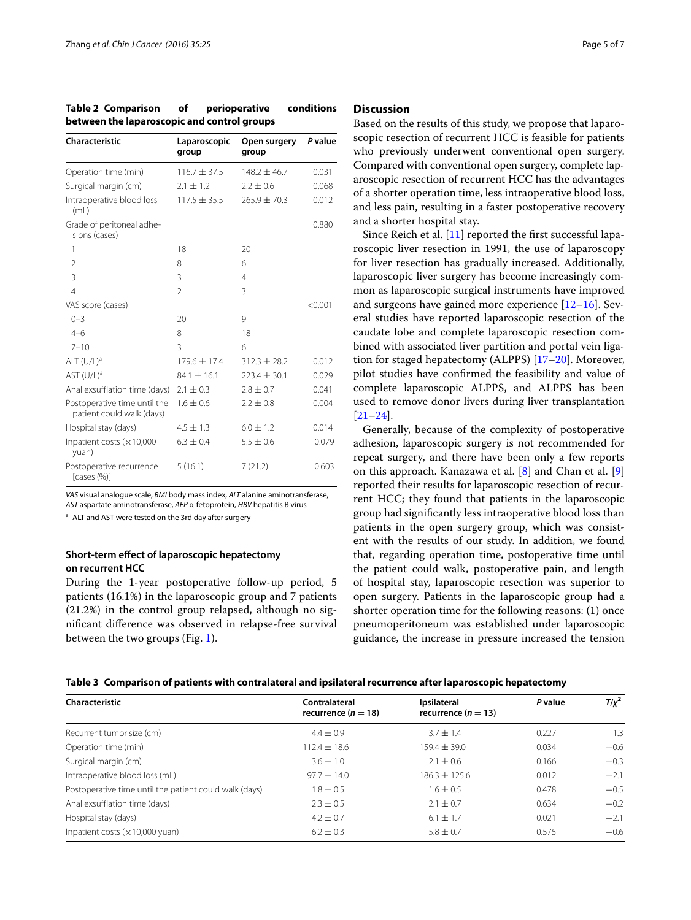**Table 2 Comparison of perioperative conditions between the laparoscopic and control groups**

| Characteristic | Laparoscopic group | Open surgery group | *P* value |
|---|---|---|---|
| Operation time (min) | 116.7 ± 37.5 | 148.2 ± 46.7 | 0.031 |
| Surgical margin (cm) | 2.1 ± 1.2 | 2.2 ± 0.6 | 0.068 |
| Intraoperative blood loss (mL) | 117.5 ± 35.5 | 265.9 ± 70.3 | 0.012 |
| Grade of peritoneal adhesions (cases) | | | 0.880 |
| 1 | 18 | 20 | |
| 2 | 8 | 6 | |
| 3 | 3 | 4 | |
| 4 | 2 | 3 | |
| VAS score (cases) | | | <0.001 |
| 0–3 | 20 | 9 | |
| 4–6 | 8 | 18 | |
| 7–10 | 3 | 6 | |
| ALT (U/L)[a] | 179.6 ± 17.4 | 312.3 ± 28.2 | 0.012 |
| AST (U/L)[a] | 84.1 ± 16.1 | 223.4 ± 30.1 | 0.029 |
| Anal exsufflation time (days) | 2.1 ± 0.3 | 2.8 ± 0.7 | 0.041 |
| Postoperative time until the patient could walk (days) | 1.6 ± 0.6 | 2.2 ± 0.8 | 0.004 |
| Hospital stay (days) | 4.5 ± 1.3 | 6.0 ± 1.2 | 0.014 |
| Inpatient costs (×10,000 yuan) | 6.3 ± 0.4 | 5.5 ± 0.6 | 0.079 |
| Postoperative recurrence [cases (%)] | 5 (16.1) | 7 (21.2) | 0.603 |

*VAS* visual analogue scale, *BMI* body mass index, *ALT* alanine aminotransferase, *AST* aspartate aminotransferase, *AFP* α-fetoprotein, *HBV* hepatitis B virus

[a] ALT and AST were tested on the 3rd day after surgery

### Short-term effect of laparoscopic hepatectomy on recurrent HCC

During the 1-year postoperative follow-up period, 5 patients (16.1%) in the laparoscopic group and 7 patients (21.2%) in the control group relapsed, although no significant difference was observed in relapse-free survival between the two groups (Fig. 1).

## Discussion

Based on the results of this study, we propose that laparoscopic resection of recurrent HCC is feasible for patients who previously underwent conventional open surgery. Compared with conventional open surgery, complete laparoscopic resection of recurrent HCC has the advantages of a shorter operation time, less intraoperative blood loss, and less pain, resulting in a faster postoperative recovery and a shorter hospital stay.

Since Reich et al. [11] reported the first successful laparoscopic liver resection in 1991, the use of laparoscopy for liver resection has gradually increased. Additionally, laparoscopic liver surgery has become increasingly common as laparoscopic surgical instruments have improved and surgeons have gained more experience [12–16]. Several studies have reported laparoscopic resection of the caudate lobe and complete laparoscopic resection combined with associated liver partition and portal vein ligation for staged hepatectomy (ALPPS) [17–20]. Moreover, pilot studies have confirmed the feasibility and value of complete laparoscopic ALPPS, and ALPPS has been used to remove donor livers during liver transplantation [21–24].

Generally, because of the complexity of postoperative adhesion, laparoscopic surgery is not recommended for repeat surgery, and there have been only a few reports on this approach. Kanazawa et al. [8] and Chan et al. [9] reported their results for laparoscopic resection of recurrent HCC; they found that patients in the laparoscopic group had significantly less intraoperative blood loss than patients in the open surgery group, which was consistent with the results of our study. In addition, we found that, regarding operation time, postoperative time until the patient could walk, postoperative pain, and length of hospital stay, laparoscopic resection was superior to open surgery. Patients in the laparoscopic group had a shorter operation time for the following reasons: (1) once pneumoperitoneum was established under laparoscopic guidance, the increase in pressure increased the tension

**Table 3 Comparison of patients with contralateral and ipsilateral recurrence after laparoscopic hepatectomy**

| Characteristic | Contralateral recurrence ($n = 18$) | Ipsilateral recurrence ($n = 13$) | *P* value | $T/\chi^2$ |
|---|---|---|---|---|
| Recurrent tumor size (cm) | 4.4 ± 0.9 | 3.7 ± 1.4 | 0.227 | 1.3 |
| Operation time (min) | 112.4 ± 18.6 | 159.4 ± 39.0 | 0.034 | −0.6 |
| Surgical margin (cm) | 3.6 ± 1.0 | 2.1 ± 0.6 | 0.166 | −0.3 |
| Intraoperative blood loss (mL) | 97.7 ± 14.0 | 186.3 ± 125.6 | 0.012 | −2.1 |
| Postoperative time until the patient could walk (days) | 1.8 ± 0.5 | 1.6 ± 0.5 | 0.478 | −0.5 |
| Anal exsufflation time (days) | 2.3 ± 0.5 | 2.1 ± 0.7 | 0.634 | −0.2 |
| Hospital stay (days) | 4.2 ± 0.7 | 6.1 ± 1.7 | 0.021 | −2.1 |
| Inpatient costs (×10,000 yuan) | 6.2 ± 0.3 | 5.8 ± 0.7 | 0.575 | −0.6 |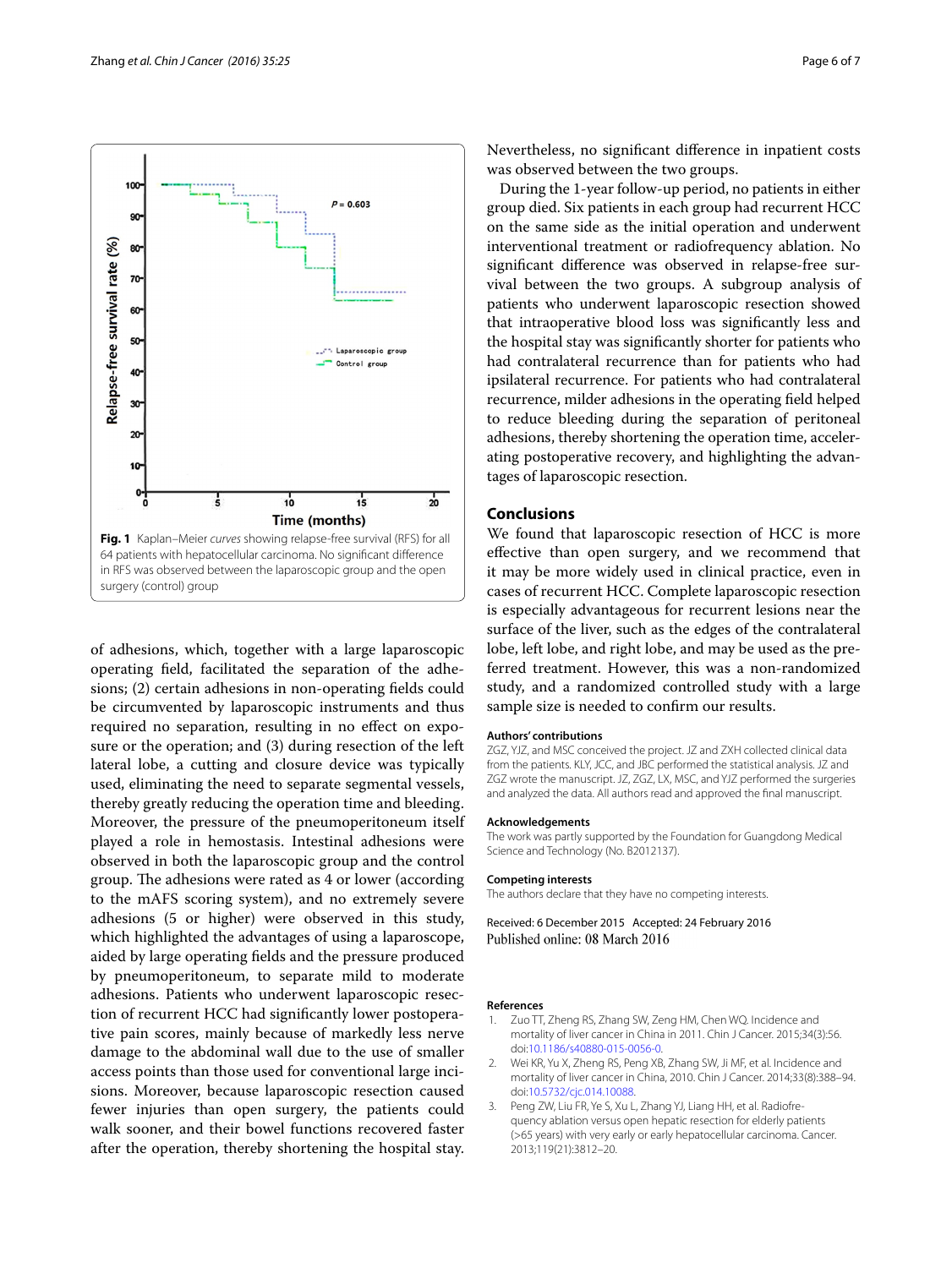**Fig. 1** Kaplan–Meier *curves* showing relapse-free survival (RFS) for all 64 patients with hepatocellular carcinoma. No significant difference in RFS was observed between the laparoscopic group and the open surgery (control) group

of adhesions, which, together with a large laparoscopic operating field, facilitated the separation of the adhesions; (2) certain adhesions in non-operating fields could be circumvented by laparoscopic instruments and thus required no separation, resulting in no effect on exposure or the operation; and (3) during resection of the left lateral lobe, a cutting and closure device was typically used, eliminating the need to separate segmental vessels, thereby greatly reducing the operation time and bleeding. Moreover, the pressure of the pneumoperitoneum itself played a role in hemostasis. Intestinal adhesions were observed in both the laparoscopic group and the control group. The adhesions were rated as 4 or lower (according to the mAFS scoring system), and no extremely severe adhesions (5 or higher) were observed in this study, which highlighted the advantages of using a laparoscope, aided by large operating fields and the pressure produced by pneumoperitoneum, to separate mild to moderate adhesions. Patients who underwent laparoscopic resection of recurrent HCC had significantly lower postoperative pain scores, mainly because of markedly less nerve damage to the abdominal wall due to the use of smaller access points than those used for conventional large incisions. Moreover, because laparoscopic resection caused fewer injuries than open surgery, the patients could walk sooner, and their bowel functions recovered faster after the operation, thereby shortening the hospital stay. Nevertheless, no significant difference in inpatient costs was observed between the two groups.

During the 1-year follow-up period, no patients in either group died. Six patients in each group had recurrent HCC on the same side as the initial operation and underwent interventional treatment or radiofrequency ablation. No significant difference was observed in relapse-free survival between the two groups. A subgroup analysis of patients who underwent laparoscopic resection showed that intraoperative blood loss was significantly less and the hospital stay was significantly shorter for patients who had contralateral recurrence than for patients who had ipsilateral recurrence. For patients who had contralateral recurrence, milder adhesions in the operating field helped to reduce bleeding during the separation of peritoneal adhesions, thereby shortening the operation time, accelerating postoperative recovery, and highlighting the advantages of laparoscopic resection.

## Conclusions

We found that laparoscopic resection of HCC is more effective than open surgery, and we recommend that it may be more widely used in clinical practice, even in cases of recurrent HCC. Complete laparoscopic resection is especially advantageous for recurrent lesions near the surface of the liver, such as the edges of the contralateral lobe, left lobe, and right lobe, and may be used as the preferred treatment. However, this was a non-randomized study, and a randomized controlled study with a large sample size is needed to confirm our results.

### Authors' contributions

ZGZ, YJZ, and MSC conceived the project. JZ and ZXH collected clinical data from the patients. KLY, JCC, and JBC performed the statistical analysis. JZ and ZGZ wrote the manuscript. JZ, ZGZ, LX, MSC, and YJZ performed the surgeries and analyzed the data. All authors read and approved the final manuscript.

### Acknowledgements

The work was partly supported by the Foundation for Guangdong Medical Science and Technology (No. B2012137).

### Competing interests

The authors declare that they have no competing interests.

Received: 6 December 2015 Accepted: 24 February 2016
Published online: 08 March 2016

### References

1. Zuo TT, Zheng RS, Zhang SW, Zeng HM, Chen WQ. Incidence and mortality of liver cancer in China in 2011. Chin J Cancer. 2015;34(3):56. doi:10.1186/s40880-015-0056-0.
2. Wei KR, Yu X, Zheng RS, Peng XB, Zhang SW, Ji MF, et al. Incidence and mortality of liver cancer in China, 2010. Chin J Cancer. 2014;33(8):388–94. doi:10.5732/cjc.014.10088.
3. Peng ZW, Liu FR, Ye S, Xu L, Zhang YJ, Liang HH, et al. Radiofrequency ablation versus open hepatic resection for elderly patients (>65 years) with very early or early hepatocellular carcinoma. Cancer. 2013;119(21):3812–20.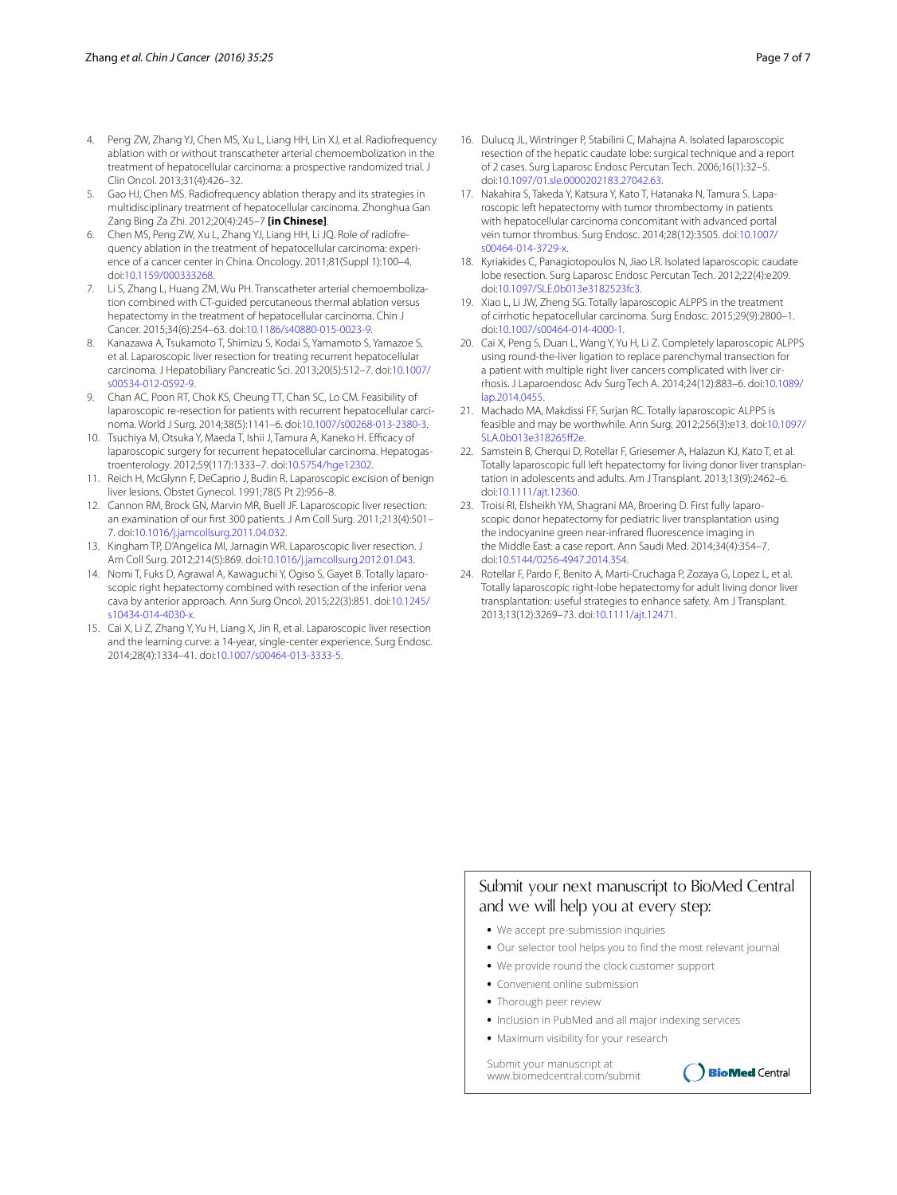4. Peng ZW, Zhang YJ, Chen MS, Xu L, Liang HH, Lin XJ, et al. Radiofrequency ablation with or without transcatheter arterial chemoembolization in the treatment of hepatocellular carcinoma: a prospective randomized trial. J Clin Oncol. 2013;31(4):426–32.
5. Gao HJ, Chen MS. Radiofrequency ablation therapy and its strategies in multidisciplinary treatment of hepatocellular carcinoma. Zhonghua Gan Zang Bing Za Zhi. 2012;20(4):245–7 **[in Chinese]**.
6. Chen MS, Peng ZW, Xu L, Zhang YJ, Liang HH, Li JQ. Role of radiofrequency ablation in the treatment of hepatocellular carcinoma: experience of a cancer center in China. Oncology. 2011;81(Suppl 1):100–4. doi:10.1159/000333268.
7. Li S, Zhang L, Huang ZM, Wu PH. Transcatheter arterial chemoembolization combined with CT-guided percutaneous thermal ablation versus hepatectomy in the treatment of hepatocellular carcinoma. Chin J Cancer. 2015;34(6):254–63. doi:10.1186/s40880-015-0023-9.
8. Kanazawa A, Tsukamoto T, Shimizu S, Kodai S, Yamamoto S, Yamazoe S, et al. Laparoscopic liver resection for treating recurrent hepatocellular carcinoma. J Hepatobiliary Pancreatic Sci. 2013;20(5):512–7. doi:10.1007/s00534-012-0592-9.
9. Chan AC, Poon RT, Chok KS, Cheung TT, Chan SC, Lo CM. Feasibility of laparoscopic re-resection for patients with recurrent hepatocellular carcinoma. World J Surg. 2014;38(5):1141–6. doi:10.1007/s00268-013-2380-3.
10. Tsuchiya M, Otsuka Y, Maeda T, Ishii J, Tamura A, Kaneko H. Efficacy of laparoscopic surgery for recurrent hepatocellular carcinoma. Hepatogastroenterology. 2012;59(117):1333–7. doi:10.5754/hge12302.
11. Reich H, McGlynn F, DeCaprio J, Budin R. Laparoscopic excision of benign liver lesions. Obstet Gynecol. 1991;78(5 Pt 2):956–8.
12. Cannon RM, Brock GN, Marvin MR, Buell JF. Laparoscopic liver resection: an examination of our first 300 patients. J Am Coll Surg. 2011;213(4):501–7. doi:10.1016/j.jamcollsurg.2011.04.032.
13. Kingham TP, D'Angelica MI, Jarnagin WR. Laparoscopic liver resection. J Am Coll Surg. 2012;214(5):869. doi:10.1016/j.jamcollsurg.2012.01.043.
14. Nomi T, Fuks D, Agrawal A, Kawaguchi Y, Ogiso S, Gayet B. Totally laparoscopic right hepatectomy combined with resection of the inferior vena cava by anterior approach. Ann Surg Oncol. 2015;22(3):851. doi:10.1245/s10434-014-4030-x.
15. Cai X, Li Z, Zhang Y, Yu H, Liang X, Jin R, et al. Laparoscopic liver resection and the learning curve: a 14-year, single-center experience. Surg Endosc. 2014;28(4):1334–41. doi:10.1007/s00464-013-3333-5.
16. Dulucq JL, Wintringer P, Stabilini C, Mahajna A. Isolated laparoscopic resection of the hepatic caudate lobe: surgical technique and a report of 2 cases. Surg Laparosc Endosc Percutan Tech. 2006;16(1):32–5. doi:10.1097/01.sle.0000202183.27042.63.
17. Nakahira S, Takeda Y, Katsura Y, Kato T, Hatanaka N, Tamura S. Laparoscopic left hepatectomy with tumor thrombectomy in patients with hepatocellular carcinoma concomitant with advanced portal vein tumor thrombus. Surg Endosc. 2014;28(12):3505. doi:10.1007/s00464-014-3729-x.
18. Kyriakides C, Panagiotopoulos N, Jiao LR. Isolated laparoscopic caudate lobe resection. Surg Laparosc Endosc Percutan Tech. 2012;22(4):e209. doi:10.1097/SLE.0b013e3182523fc3.
19. Xiao L, Li JW, Zheng SG. Totally laparoscopic ALPPS in the treatment of cirrhotic hepatocellular carcinoma. Surg Endosc. 2015;29(9):2800–1. doi:10.1007/s00464-014-4000-1.
20. Cai X, Peng S, Duan L, Wang Y, Yu H, Li Z. Completely laparoscopic ALPPS using round-the-liver ligation to replace parenchymal transection for a patient with multiple right liver cancers complicated with liver cirrhosis. J Laparoendosc Adv Surg Tech A. 2014;24(12):883–6. doi:10.1089/lap.2014.0455.
21. Machado MA, Makdissi FF, Surjan RC. Totally laparoscopic ALPPS is feasible and may be worthwhile. Ann Surg. 2012;256(3):e13. doi:10.1097/SLA.0b013e318265ff2e.
22. Samstein B, Cherqui D, Rotellar F, Griesemer A, Halazun KJ, Kato T, et al. Totally laparoscopic full left hepatectomy for living donor liver transplantation in adolescents and adults. Am J Transplant. 2013;13(9):2462–6. doi:10.1111/ajt.12360.
23. Troisi RI, Elsheikh YM, Shagrani MA, Broering D. First fully laparoscopic donor hepatectomy for pediatric liver transplantation using the indocyanine green near-infrared fluorescence imaging in the Middle East: a case report. Ann Saudi Med. 2014;34(4):354–7. doi:10.5144/0256-4947.2014.354.
24. Rotellar F, Pardo F, Benito A, Marti-Cruchaga P, Zozaya G, Lopez L, et al. Totally laparoscopic right-lobe hepatectomy for adult living donor liver transplantation: useful strategies to enhance safety. Am J Transplant. 2013;13(12):3269–73. doi:10.1111/ajt.12471.

Submit your next manuscript to BioMed Central and we will help you at every step:

- We accept pre-submission inquiries
- Our selector tool helps you to find the most relevant journal
- We provide round the clock customer support
- Convenient online submission
- Thorough peer review
- Inclusion in PubMed and all major indexing services
- Maximum visibility for your research

Submit your manuscript at www.biomedcentral.com/submit

BioMed Central